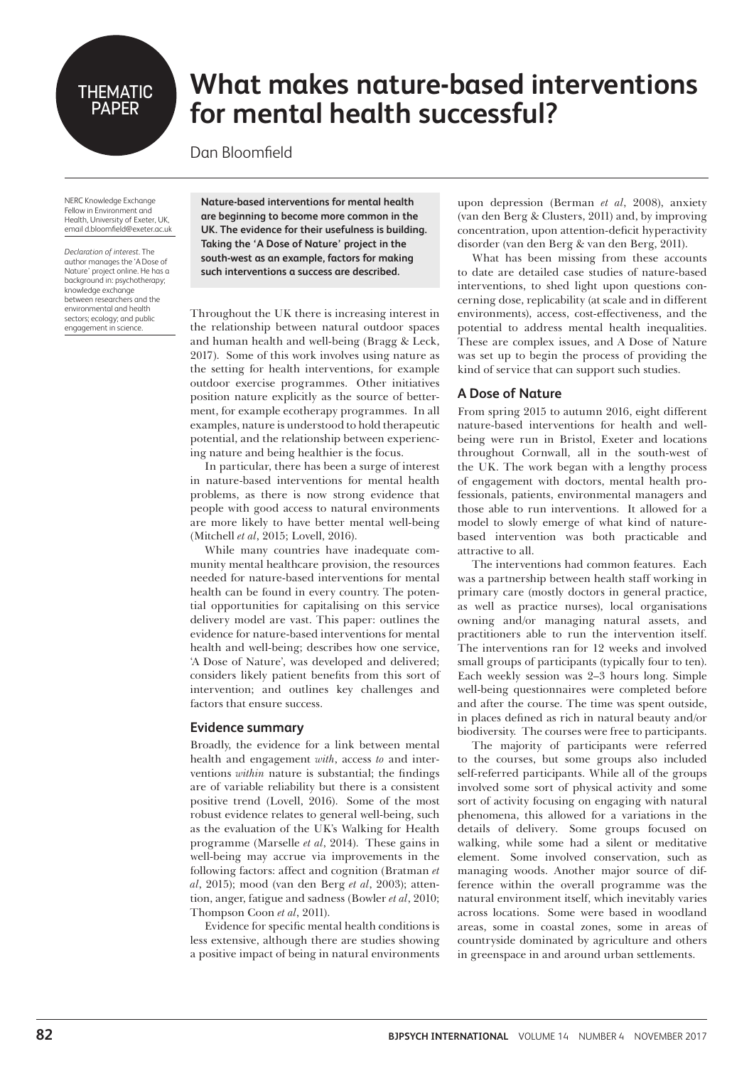THEMATIC PAPER

# What makes nature-based interventions for mental health successful?

Dan Bloomfield

NERC Knowledge Exchange Fellow in Environment and Health, University of Exeter, UK, email d.bloomfield@exeter.ac.uk

*Declaration of interest*. The author manages the 'A Dose of Nature' project online. He has a background in: psychotherapy; knowledge exchange between researchers and the environmental and health sectors; ecology; and public engagement in science.

**Nature-based interventions for mental health are beginning to become more common in the UK. The evidence for their usefulness is building. Taking the 'A Dose of Nature' project in the south-west as an example, factors for making such interventions a success are described.**

Throughout the UK there is increasing interest in the relationship between natural outdoor spaces and human health and well-being (Bragg & Leck, 2017). Some of this work involves using nature as the setting for health interventions, for example outdoor exercise programmes. Other initiatives position nature explicitly as the source of betterment, for example ecotherapy programmes. In all examples, nature is understood to hold therapeutic potential, and the relationship between experiencing nature and being healthier is the focus.

In particular, there has been a surge of interest in nature-based interventions for mental health problems, as there is now strong evidence that people with good access to natural environments are more likely to have better mental well-being (Mitchell *et al*, 2015; Lovell, 2016).

While many countries have inadequate community mental healthcare provision, the resources needed for nature-based interventions for mental health can be found in every country. The potential opportunities for capitalising on this service delivery model are vast. This paper: outlines the evidence for nature-based interventions for mental health and well-being; describes how one service, 'A Dose of Nature', was developed and delivered; considers likely patient benefits from this sort of intervention; and outlines key challenges and factors that ensure success.

## Evidence summary

Broadly, the evidence for a link between mental health and engagement *with*, access *to* and interventions *within* nature is substantial; the findings are of variable reliability but there is a consistent positive trend (Lovell, 2016). Some of the most robust evidence relates to general well-being, such as the evaluation of the UK's Walking for Health programme (Marselle *et al*, 2014). These gains in well-being may accrue via improvements in the following factors: affect and cognition (Bratman *et al*, 2015); mood (van den Berg *et al*, 2003); attention, anger, fatigue and sadness (Bowler *et al*, 2010; Thompson Coon *et al*, 2011).

Evidence for specific mental health conditions is less extensive, although there are studies showing a positive impact of being in natural environments upon depression (Berman *et al*, 2008), anxiety (van den Berg & Clusters, 2011) and, by improving concentration, upon attention-deficit hyperactivity disorder (van den Berg & van den Berg, 2011).

What has been missing from these accounts to date are detailed case studies of nature-based interventions, to shed light upon questions concerning dose, replicability (at scale and in different environments), access, cost-effectiveness, and the potential to address mental health inequalities. These are complex issues, and A Dose of Nature was set up to begin the process of providing the kind of service that can support such studies.

## A Dose of Nature

From spring 2015 to autumn 2016, eight different nature-based interventions for health and well-being were run in Bristol, Exeter and locations throughout Cornwall, all in the south-west of the UK. The work began with a lengthy process of engagement with doctors, mental health professionals, patients, environmental managers and those able to run interventions. It allowed for a model to slowly emerge of what kind of nature-based intervention was both practicable and attractive to all.

The interventions had common features. Each was a partnership between health staff working in primary care (mostly doctors in general practice, as well as practice nurses), local organisations owning and/or managing natural assets, and practitioners able to run the intervention itself. The interventions ran for 12 weeks and involved small groups of participants (typically four to ten). Each weekly session was 2–3 hours long. Simple well-being questionnaires were completed before and after the course. The time was spent outside, in places defined as rich in natural beauty and/or biodiversity. The courses were free to participants.

The majority of participants were referred to the courses, but some groups also included self-referred participants. While all of the groups involved some sort of physical activity and some sort of activity focusing on engaging with natural phenomena, this allowed for a variations in the details of delivery. Some groups focused on walking, while some had a silent or meditative element. Some involved conservation, such as managing woods. Another major source of difference within the overall programme was the natural environment itself, which inevitably varies across locations. Some were based in woodland areas, some in coastal zones, some in areas of countryside dominated by agriculture and others in greenspace in and around urban settlements.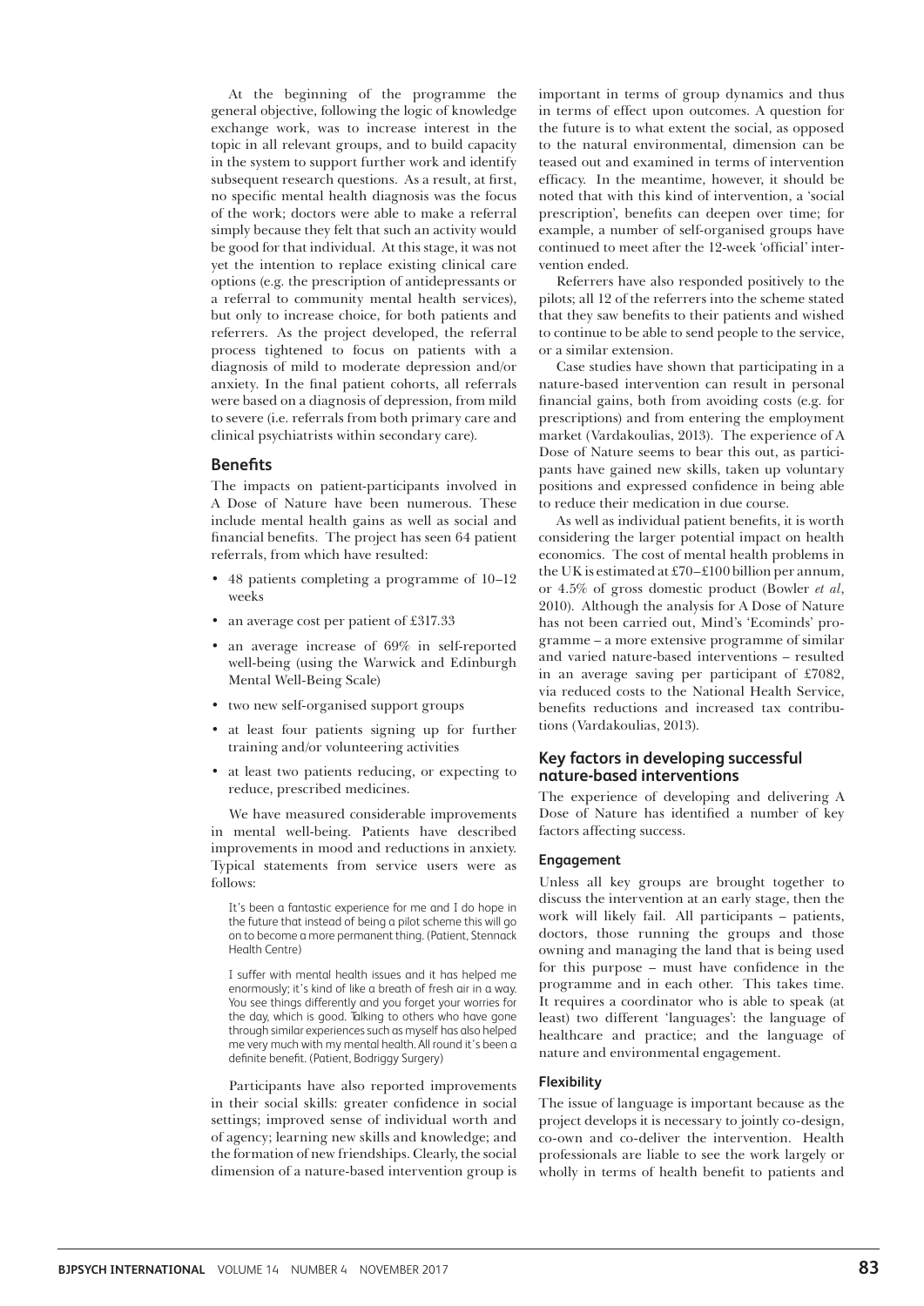At the beginning of the programme the general objective, following the logic of knowledge exchange work, was to increase interest in the topic in all relevant groups, and to build capacity in the system to support further work and identify subsequent research questions. As a result, at first, no specific mental health diagnosis was the focus of the work; doctors were able to make a referral simply because they felt that such an activity would be good for that individual. At this stage, it was not yet the intention to replace existing clinical care options (e.g. the prescription of antidepressants or a referral to community mental health services), but only to increase choice, for both patients and referrers. As the project developed, the referral process tightened to focus on patients with a diagnosis of mild to moderate depression and/or anxiety. In the final patient cohorts, all referrals were based on a diagnosis of depression, from mild to severe (i.e. referrals from both primary care and clinical psychiatrists within secondary care).

## Benefits

The impacts on patient-participants involved in A Dose of Nature have been numerous. These include mental health gains as well as social and financial benefits. The project has seen 64 patient referrals, from which have resulted:

- 48 patients completing a programme of 10–12 weeks
- an average cost per patient of £317.33
- an average increase of 69% in self-reported well-being (using the Warwick and Edinburgh Mental Well-Being Scale)
- two new self-organised support groups
- at least four patients signing up for further training and/or volunteering activities
- at least two patients reducing, or expecting to reduce, prescribed medicines.

We have measured considerable improvements in mental well-being. Patients have described improvements in mood and reductions in anxiety. Typical statements from service users were as follows:

> It's been a fantastic experience for me and I do hope in the future that instead of being a pilot scheme this will go on to become a more permanent thing. (Patient, Stennack Health Centre)

> I suffer with mental health issues and it has helped me enormously; it's kind of like a breath of fresh air in a way. You see things differently and you forget your worries for the day, which is good. Talking to others who have gone through similar experiences such as myself has also helped me very much with my mental health. All round it's been a definite benefit. (Patient, Bodriggy Surgery)

Participants have also reported improvements in their social skills: greater confidence in social settings; improved sense of individual worth and of agency; learning new skills and knowledge; and the formation of new friendships. Clearly, the social dimension of a nature-based intervention group is important in terms of group dynamics and thus in terms of effect upon outcomes. A question for the future is to what extent the social, as opposed to the natural environmental, dimension can be teased out and examined in terms of intervention efficacy. In the meantime, however, it should be noted that with this kind of intervention, a 'social prescription', benefits can deepen over time; for example, a number of self-organised groups have continued to meet after the 12-week 'official' intervention ended.

Referrers have also responded positively to the pilots; all 12 of the referrers into the scheme stated that they saw benefits to their patients and wished to continue to be able to send people to the service, or a similar extension.

Case studies have shown that participating in a nature-based intervention can result in personal financial gains, both from avoiding costs (e.g. for prescriptions) and from entering the employment market (Vardakoulias, 2013). The experience of A Dose of Nature seems to bear this out, as participants have gained new skills, taken up voluntary positions and expressed confidence in being able to reduce their medication in due course.

As well as individual patient benefits, it is worth considering the larger potential impact on health economics. The cost of mental health problems in the UK is estimated at £70–£100 billion per annum, or 4.5% of gross domestic product (Bowler *et al*, 2010). Although the analysis for A Dose of Nature has not been carried out, Mind's 'Ecominds' programme – a more extensive programme of similar and varied nature-based interventions – resulted in an average saving per participant of £7082, via reduced costs to the National Health Service, benefits reductions and increased tax contributions (Vardakoulias, 2013).

## Key factors in developing successful nature-based interventions

The experience of developing and delivering A Dose of Nature has identified a number of key factors affecting success.

### Engagement

Unless all key groups are brought together to discuss the intervention at an early stage, then the work will likely fail. All participants – patients, doctors, those running the groups and those owning and managing the land that is being used for this purpose – must have confidence in the programme and in each other. This takes time. It requires a coordinator who is able to speak (at least) two different 'languages': the language of healthcare and practice; and the language of nature and environmental engagement.

### Flexibility

The issue of language is important because as the project develops it is necessary to jointly co-design, co-own and co-deliver the intervention. Health professionals are liable to see the work largely or wholly in terms of health benefit to patients and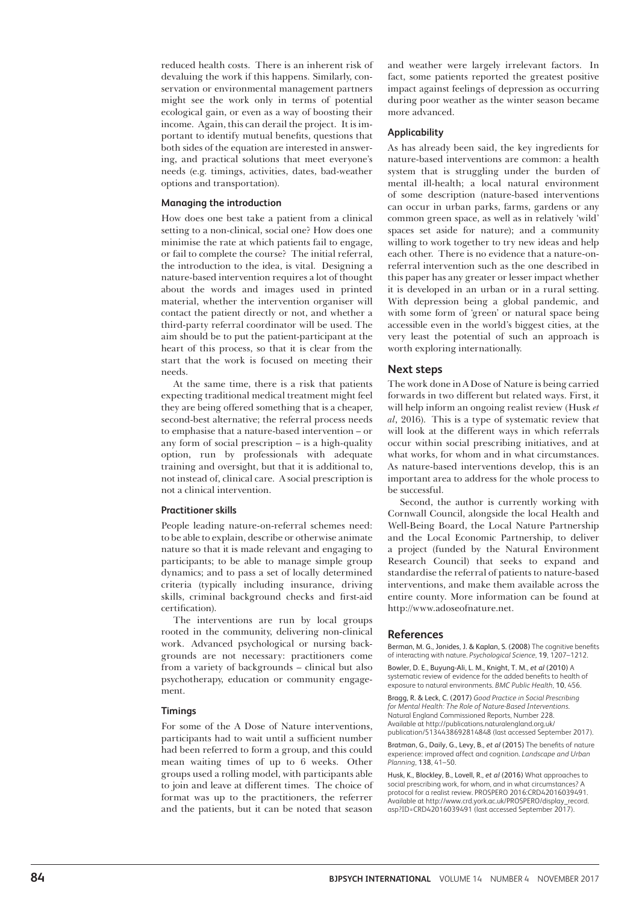reduced health costs. There is an inherent risk of devaluing the work if this happens. Similarly, conservation or environmental management partners might see the work only in terms of potential ecological gain, or even as a way of boosting their income. Again, this can derail the project. It is important to identify mutual benefits, questions that both sides of the equation are interested in answering, and practical solutions that meet everyone's needs (e.g. timings, activities, dates, bad-weather options and transportation).

#### Managing the introduction

How does one best take a patient from a clinical setting to a non-clinical, social one? How does one minimise the rate at which patients fail to engage, or fail to complete the course? The initial referral, the introduction to the idea, is vital. Designing a nature-based intervention requires a lot of thought about the words and images used in printed material, whether the intervention organiser will contact the patient directly or not, and whether a third-party referral coordinator will be used. The aim should be to put the patient-participant at the heart of this process, so that it is clear from the start that the work is focused on meeting their needs.

At the same time, there is a risk that patients expecting traditional medical treatment might feel they are being offered something that is a cheaper, second-best alternative; the referral process needs to emphasise that a nature-based intervention – or any form of social prescription – is a high-quality option, run by professionals with adequate training and oversight, but that it is additional to, not instead of, clinical care. A social prescription is not a clinical intervention.

#### Practitioner skills

People leading nature-on-referral schemes need: to be able to explain, describe or otherwise animate nature so that it is made relevant and engaging to participants; to be able to manage simple group dynamics; and to pass a set of locally determined criteria (typically including insurance, driving skills, criminal background checks and first-aid certification).

The interventions are run by local groups rooted in the community, delivering non-clinical work. Advanced psychological or nursing backgrounds are not necessary: practitioners come from a variety of backgrounds – clinical but also psychotherapy, education or community engagement.

#### Timings

For some of the A Dose of Nature interventions, participants had to wait until a sufficient number had been referred to form a group, and this could mean waiting times of up to 6 weeks. Other groups used a rolling model, with participants able to join and leave at different times. The choice of format was up to the practitioners, the referrer and the patients, but it can be noted that season and weather were largely irrelevant factors. In fact, some patients reported the greatest positive impact against feelings of depression as occurring during poor weather as the winter season became more advanced.

#### Applicability

As has already been said, the key ingredients for nature-based interventions are common: a health system that is struggling under the burden of mental ill-health; a local natural environment of some description (nature-based interventions can occur in urban parks, farms, gardens or any common green space, as well as in relatively 'wild' spaces set aside for nature); and a community willing to work together to try new ideas and help each other. There is no evidence that a nature-on-referral intervention such as the one described in this paper has any greater or lesser impact whether it is developed in an urban or in a rural setting. With depression being a global pandemic, and with some form of 'green' or natural space being accessible even in the world's biggest cities, at the very least the potential of such an approach is worth exploring internationally.

## Next steps

The work done in A Dose of Nature is being carried forwards in two different but related ways. First, it will help inform an ongoing realist review (Husk *et al*, 2016). This is a type of systematic review that will look at the different ways in which referrals occur within social prescribing initiatives, and at what works, for whom and in what circumstances. As nature-based interventions develop, this is an important area to address for the whole process to be successful.

Second, the author is currently working with Cornwall Council, alongside the local Health and Well-Being Board, the Local Nature Partnership and the Local Economic Partnership, to deliver a project (funded by the Natural Environment Research Council) that seeks to expand and standardise the referral of patients to nature-based interventions, and make them available across the entire county. More information can be found at http://www.adoseofnature.net.

## References

Berman, M. G., Jonides, J. & Kaplan, S. (2008) The cognitive benefits of interacting with nature. *Psychological Science*, 19, 1207–1212.

Bowler, D. E., Buyung-Ali, L. M., Knight, T. M., *et al* (2010) A systematic review of evidence for the added benefits to health of exposure to natural environments. *BMC Public Health*, 10, 456.

Bragg, R. & Leck, C. (2017) *Good Practice in Social Prescribing for Mental Health: The Role of Nature-Based Interventions*. Natural England Commissioned Reports, Number 228. Available at http://publications.naturalengland.org.uk/publication/5134438692814848 (last accessed September 2017).

Bratman, G., Daily, G., Levy, B., *et al* (2015) The benefits of nature experience: improved affect and cognition. *Landscape and Urban Planning*, 138, 41–50.

Husk, K., Blockley, B., Lovell, R., *et al* (2016) What approaches to social prescribing work, for whom, and in what circumstances? A protocol for a realist review. PROSPERO 2016:CRD42016039491. Available at http://www.crd.york.ac.uk/PROSPERO/display_record.asp?ID=CRD42016039491 (last accessed September 2017).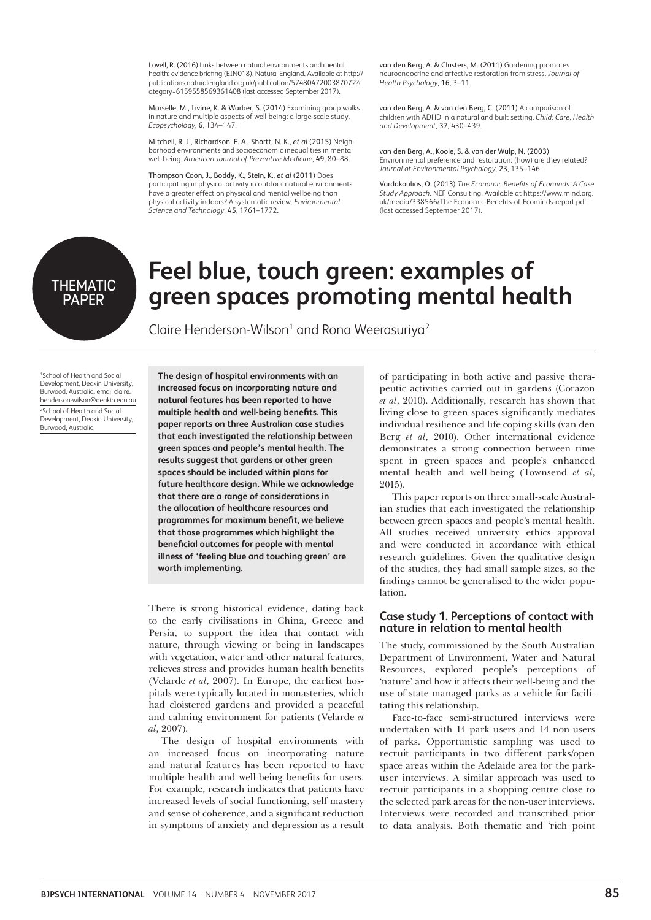Lovell, R. (2016) Links between natural environments and mental health: evidence briefing (EIN018). Natural England. Available at http://publications.naturalengland.org.uk/publication/5748047200387072?category=6159558569361408 (last accessed September 2017).

Marselle, M., Irvine, K. & Warber, S. (2014) Examining group walks in nature and multiple aspects of well-being: a large-scale study. *Ecopsychology*, **6**, 134–147.

Mitchell, R. J., Richardson, E. A., Shortt, N. K., *et al* (2015) Neighborhood environments and socioeconomic inequalities in mental well-being. *American Journal of Preventive Medicine*, **49**, 80–88.

Thompson Coon, J., Boddy, K., Stein, K., *et al* (2011) Does participating in physical activity in outdoor natural environments have a greater effect on physical and mental wellbeing than physical activity indoors? A systematic review. *Environmental Science and Technology*, **45**, 1761–1772.

van den Berg, A. & Clusters, M. (2011) Gardening promotes neuroendocrine and affective restoration from stress. *Journal of Health Psychology*, **16**, 3–11.

van den Berg, A. & van den Berg, C. (2011) A comparison of children with ADHD in a natural and built setting. *Child: Care, Health and Development*, **37**, 430–439.

van den Berg, A., Koole, S. & van der Wulp, N. (2003) Environmental preference and restoration: (how) are they related? *Journal of Environmental Psychology*, **23**, 135–146.

Vardakoulias, O. (2013) *The Economic Benefits of Ecominds: A Case Study Approach*. NEF Consulting. Available at https://www.mind.org.uk/media/338566/The-Economic-Benefits-of-Ecominds-report.pdf (last accessed September 2017).

THEMATIC PAPER

# Feel blue, touch green: examples of green spaces promoting mental health

Claire Henderson-Wilson[1] and Rona Weerasuriya[2]

[1]School of Health and Social Development, Deakin University, Burwood, Australia, email claire.henderson-wilson@deakin.edu.au

[2]School of Health and Social Development, Deakin University, Burwood, Australia

**The design of hospital environments with an increased focus on incorporating nature and natural features has been reported to have multiple health and well-being benefits. This paper reports on three Australian case studies that each investigated the relationship between green spaces and people's mental health. The results suggest that gardens or other green spaces should be included within plans for future healthcare design. While we acknowledge that there are a range of considerations in the allocation of healthcare resources and programmes for maximum benefit, we believe that those programmes which highlight the beneficial outcomes for people with mental illness of 'feeling blue and touching green' are worth implementing.**

There is strong historical evidence, dating back to the early civilisations in China, Greece and Persia, to support the idea that contact with nature, through viewing or being in landscapes with vegetation, water and other natural features, relieves stress and provides human health benefits (Velarde *et al*, 2007). In Europe, the earliest hospitals were typically located in monasteries, which had cloistered gardens and provided a peaceful and calming environment for patients (Velarde *et al*, 2007).

The design of hospital environments with an increased focus on incorporating nature and natural features has been reported to have multiple health and well-being benefits for users. For example, research indicates that patients have increased levels of social functioning, self-mastery and sense of coherence, and a significant reduction in symptoms of anxiety and depression as a result of participating in both active and passive therapeutic activities carried out in gardens (Corazon *et al*, 2010). Additionally, research has shown that living close to green spaces significantly mediates individual resilience and life coping skills (van den Berg *et al*, 2010). Other international evidence demonstrates a strong connection between time spent in green spaces and people's enhanced mental health and well-being (Townsend *et al*, 2015).

This paper reports on three small-scale Australian studies that each investigated the relationship between green spaces and people's mental health. All studies received university ethics approval and were conducted in accordance with ethical research guidelines. Given the qualitative design of the studies, they had small sample sizes, so the findings cannot be generalised to the wider population.

### Case study 1. Perceptions of contact with nature in relation to mental health

The study, commissioned by the South Australian Department of Environment, Water and Natural Resources, explored people's perceptions of 'nature' and how it affects their well-being and the use of state-managed parks as a vehicle for facilitating this relationship.

Face-to-face semi-structured interviews were undertaken with 14 park users and 14 non-users of parks. Opportunistic sampling was used to recruit participants in two different parks/open space areas within the Adelaide area for the park-user interviews. A similar approach was used to recruit participants in a shopping centre close to the selected park areas for the non-user interviews. Interviews were recorded and transcribed prior to data analysis. Both thematic and 'rich point